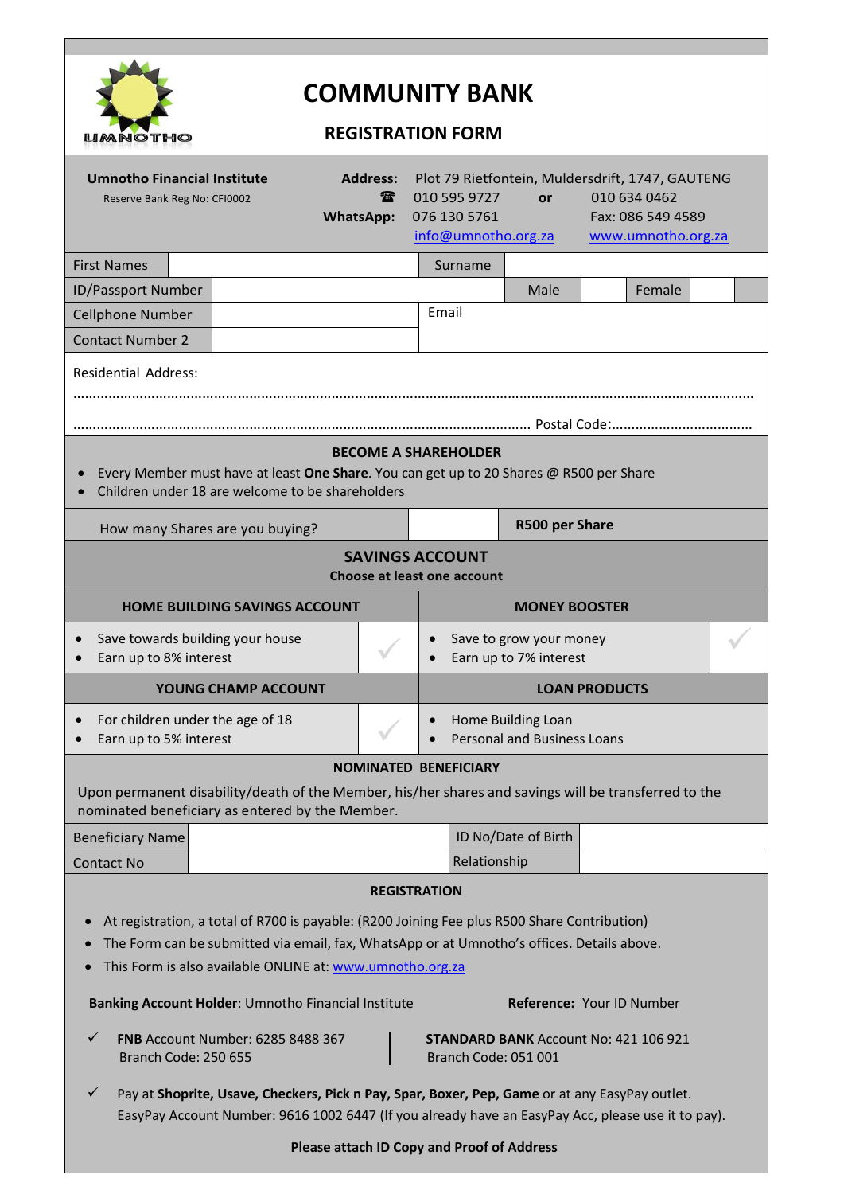UMNOTHO

# COMMUNITY BANK

## REGISTRATION FORM

**Umnotho Financial Institute**
Reserve Bank Reg No: CFI0002

**Address:** Plot 79 Rietfontein, Muldersdrift, 1747, GAUTENG
☎ 010 595 9727 **or** 010 634 0462
**WhatsApp:** 076 130 5761 Fax: 086 549 4589
info@umnotho.org.za www.umnotho.org.za

| First Names | | Surname | | | |
|---|---|---|---|---|---|
| ID/Passport Number | | Male | | Female | |
| Cellphone Number | | Email | | | |
| Contact Number 2 | | | | | |

Residential Address:

……………………………………………………………………………………………………………………………………………

……………………………………………………………………………………………… Postal Code:………………………………

### BECOME A SHAREHOLDER

- Every Member must have at least **One Share**. You can get up to 20 Shares @ R500 per Share
- Children under 18 are welcome to be shareholders

| How many Shares are you buying? | | **R500 per Share** |
|---|---|---|

### SAVINGS ACCOUNT

**Choose at least one account**

| **HOME BUILDING SAVINGS ACCOUNT** | | **MONEY BOOSTER** | |
|---|---|---|---|
| • Save towards building your house<br>• Earn up to 8% interest | ✓ | • Save to grow your money<br>• Earn up to 7% interest | ✓ |
| **YOUNG CHAMP ACCOUNT** | | **LOAN PRODUCTS** | |
| • For children under the age of 18<br>• Earn up to 5% interest | ✓ | • Home Building Loan<br>• Personal and Business Loans | |

### NOMINATED BENEFICIARY

Upon permanent disability/death of the Member, his/her shares and savings will be transferred to the nominated beneficiary as entered by the Member.

| Beneficiary Name | | ID No/Date of Birth | |
|---|---|---|---|
| Contact No | | Relationship | |

### REGISTRATION

- At registration, a total of R700 is payable: (R200 Joining Fee plus R500 Share Contribution)
- The Form can be submitted via email, fax, WhatsApp or at Umnotho's offices. Details above.
- This Form is also available ONLINE at: www.umnotho.org.za

**Banking Account Holder**: Umnotho Financial Institute **Reference:** Your ID Number

✓ **FNB** Account Number: 6285 8488 367
Branch Code: 250 655

**STANDARD BANK** Account No: 421 106 921
Branch Code: 051 001

✓ Pay at **Shoprite, Usave, Checkers, Pick n Pay, Spar, Boxer, Pep, Game** or at any EasyPay outlet.
EasyPay Account Number: 9616 1002 6447 (If you already have an EasyPay Acc, please use it to pay).

**Please attach ID Copy and Proof of Address**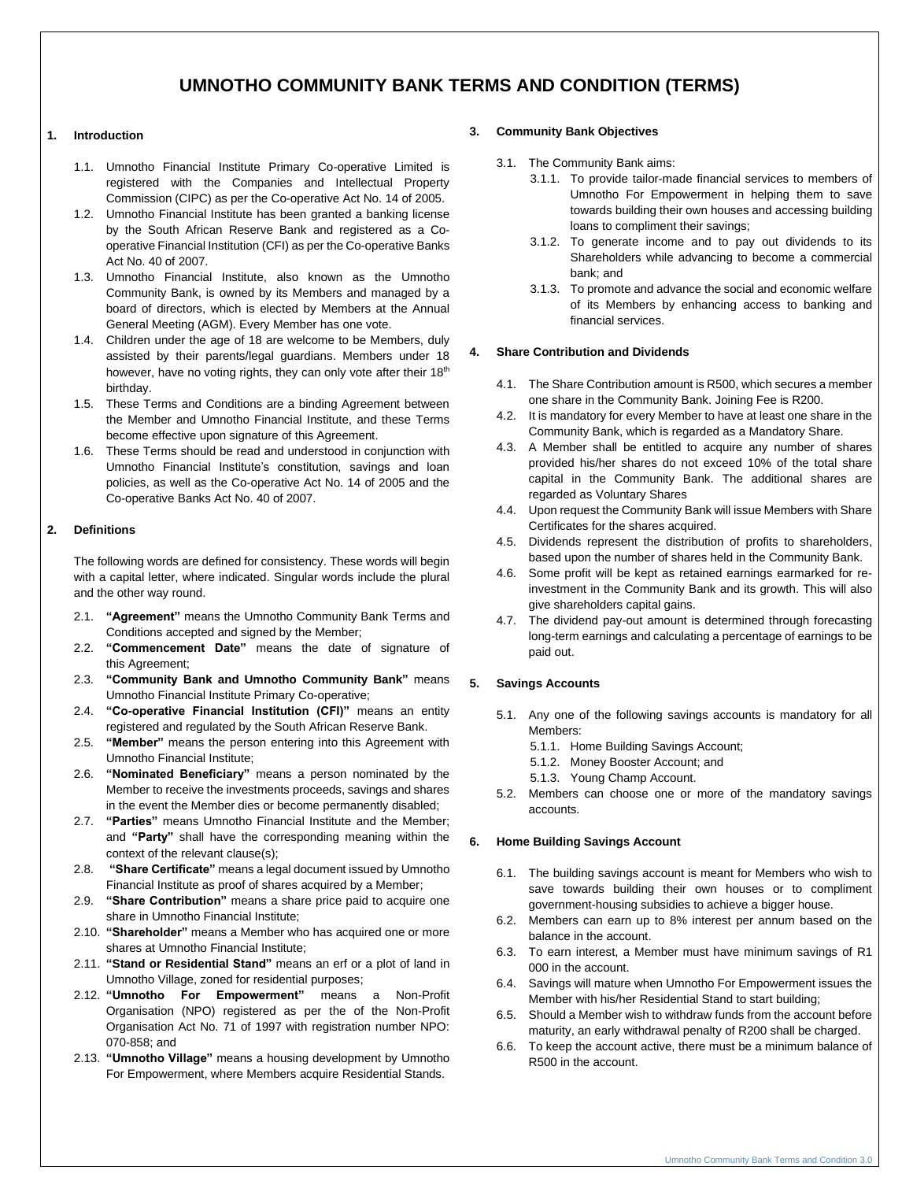# UMNOTHO COMMUNITY BANK TERMS AND CONDITION (TERMS)

## 1. Introduction

1.1. Umnotho Financial Institute Primary Co-operative Limited is registered with the Companies and Intellectual Property Commission (CIPC) as per the Co-operative Act No. 14 of 2005.

1.2. Umnotho Financial Institute has been granted a banking license by the South African Reserve Bank and registered as a Co-operative Financial Institution (CFI) as per the Co-operative Banks Act No. 40 of 2007.

1.3. Umnotho Financial Institute, also known as the Umnotho Community Bank, is owned by its Members and managed by a board of directors, which is elected by Members at the Annual General Meeting (AGM). Every Member has one vote.

1.4. Children under the age of 18 are welcome to be Members, duly assisted by their parents/legal guardians. Members under 18 however, have no voting rights, they can only vote after their 18th birthday.

1.5. These Terms and Conditions are a binding Agreement between the Member and Umnotho Financial Institute, and these Terms become effective upon signature of this Agreement.

1.6. These Terms should be read and understood in conjunction with Umnotho Financial Institute's constitution, savings and loan policies, as well as the Co-operative Act No. 14 of 2005 and the Co-operative Banks Act No. 40 of 2007.

## 2. Definitions

The following words are defined for consistency. These words will begin with a capital letter, where indicated. Singular words include the plural and the other way round.

2.1. **"Agreement"** means the Umnotho Community Bank Terms and Conditions accepted and signed by the Member;

2.2. **"Commencement Date"** means the date of signature of this Agreement;

2.3. **"Community Bank and Umnotho Community Bank"** means Umnotho Financial Institute Primary Co-operative;

2.4. **"Co-operative Financial Institution (CFI)"** means an entity registered and regulated by the South African Reserve Bank.

2.5. **"Member"** means the person entering into this Agreement with Umnotho Financial Institute;

2.6. **"Nominated Beneficiary"** means a person nominated by the Member to receive the investments proceeds, savings and shares in the event the Member dies or become permanently disabled;

2.7. **"Parties"** means Umnotho Financial Institute and the Member; and **"Party"** shall have the corresponding meaning within the context of the relevant clause(s);

2.8. **"Share Certificate"** means a legal document issued by Umnotho Financial Institute as proof of shares acquired by a Member;

2.9. **"Share Contribution"** means a share price paid to acquire one share in Umnotho Financial Institute;

2.10. **"Shareholder"** means a Member who has acquired one or more shares at Umnotho Financial Institute;

2.11. **"Stand or Residential Stand"** means an erf or a plot of land in Umnotho Village, zoned for residential purposes;

2.12. **"Umnotho For Empowerment"** means a Non-Profit Organisation (NPO) registered as per the of the Non-Profit Organisation Act No. 71 of 1997 with registration number NPO: 070-858; and

2.13. **"Umnotho Village"** means a housing development by Umnotho For Empowerment, where Members acquire Residential Stands.

## 3. Community Bank Objectives

3.1. The Community Bank aims:

3.1.1. To provide tailor-made financial services to members of Umnotho For Empowerment in helping them to save towards building their own houses and accessing building loans to compliment their savings;

3.1.2. To generate income and to pay out dividends to its Shareholders while advancing to become a commercial bank; and

3.1.3. To promote and advance the social and economic welfare of its Members by enhancing access to banking and financial services.

## 4. Share Contribution and Dividends

4.1. The Share Contribution amount is R500, which secures a member one share in the Community Bank. Joining Fee is R200.

4.2. It is mandatory for every Member to have at least one share in the Community Bank, which is regarded as a Mandatory Share.

4.3. A Member shall be entitled to acquire any number of shares provided his/her shares do not exceed 10% of the total share capital in the Community Bank. The additional shares are regarded as Voluntary Shares

4.4. Upon request the Community Bank will issue Members with Share Certificates for the shares acquired.

4.5. Dividends represent the distribution of profits to shareholders, based upon the number of shares held in the Community Bank.

4.6. Some profit will be kept as retained earnings earmarked for re-investment in the Community Bank and its growth. This will also give shareholders capital gains.

4.7. The dividend pay-out amount is determined through forecasting long-term earnings and calculating a percentage of earnings to be paid out.

## 5. Savings Accounts

5.1. Any one of the following savings accounts is mandatory for all Members:

5.1.1. Home Building Savings Account;

5.1.2. Money Booster Account; and

5.1.3. Young Champ Account.

5.2. Members can choose one or more of the mandatory savings accounts.

## 6. Home Building Savings Account

6.1. The building savings account is meant for Members who wish to save towards building their own houses or to compliment government-housing subsidies to achieve a bigger house.

6.2. Members can earn up to 8% interest per annum based on the balance in the account.

6.3. To earn interest, a Member must have minimum savings of R1 000 in the account.

6.4. Savings will mature when Umnotho For Empowerment issues the Member with his/her Residential Stand to start building;

6.5. Should a Member wish to withdraw funds from the account before maturity, an early withdrawal penalty of R200 shall be charged.

6.6. To keep the account active, there must be a minimum balance of R500 in the account.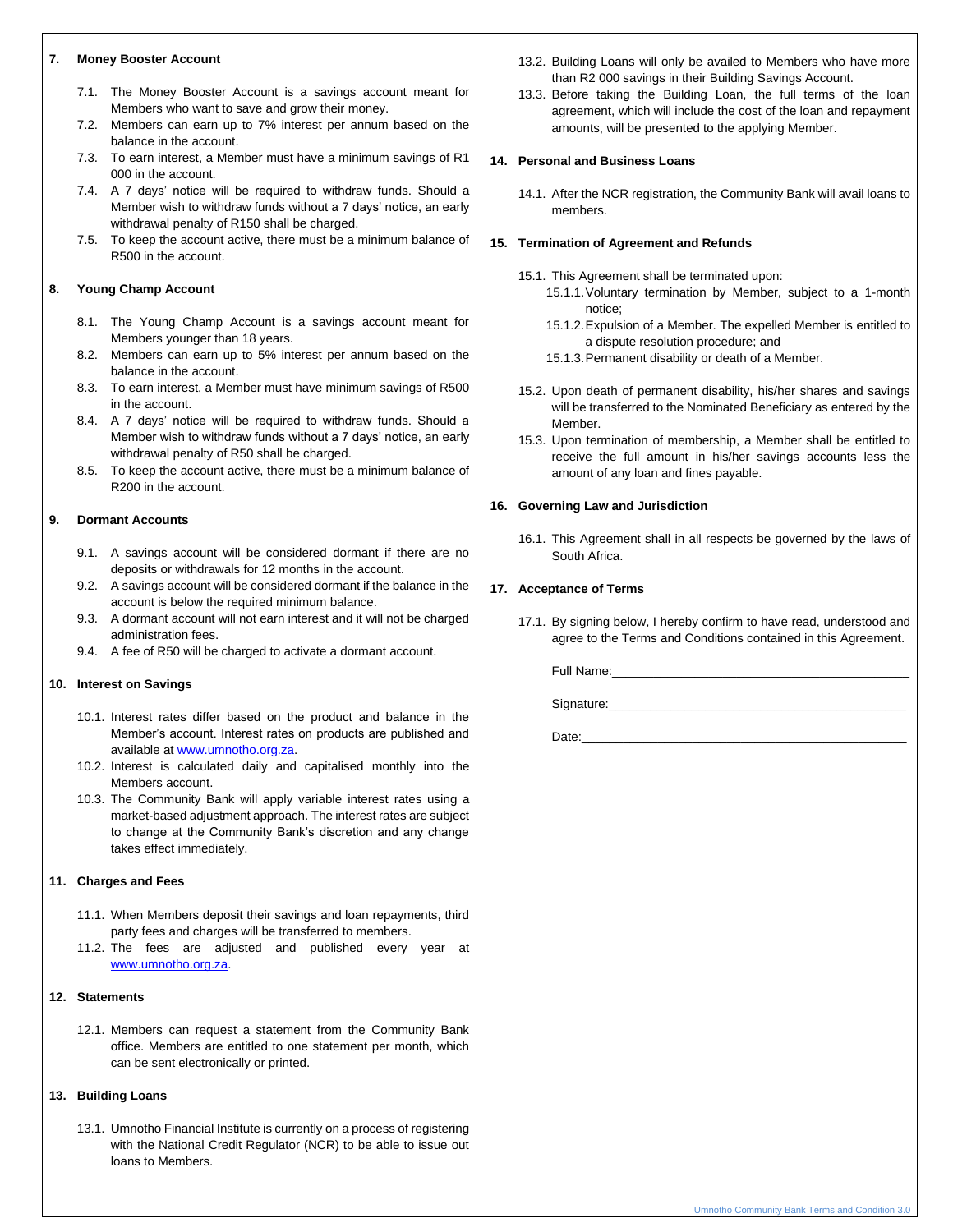## 7. Money Booster Account

7.1. The Money Booster Account is a savings account meant for Members who want to save and grow their money.

7.2. Members can earn up to 7% interest per annum based on the balance in the account.

7.3. To earn interest, a Member must have a minimum savings of R1 000 in the account.

7.4. A 7 days' notice will be required to withdraw funds. Should a Member wish to withdraw funds without a 7 days' notice, an early withdrawal penalty of R150 shall be charged.

7.5. To keep the account active, there must be a minimum balance of R500 in the account.

## 8. Young Champ Account

8.1. The Young Champ Account is a savings account meant for Members younger than 18 years.

8.2. Members can earn up to 5% interest per annum based on the balance in the account.

8.3. To earn interest, a Member must have minimum savings of R500 in the account.

8.4. A 7 days' notice will be required to withdraw funds. Should a Member wish to withdraw funds without a 7 days' notice, an early withdrawal penalty of R50 shall be charged.

8.5. To keep the account active, there must be a minimum balance of R200 in the account.

## 9. Dormant Accounts

9.1. A savings account will be considered dormant if there are no deposits or withdrawals for 12 months in the account.

9.2. A savings account will be considered dormant if the balance in the account is below the required minimum balance.

9.3. A dormant account will not earn interest and it will not be charged administration fees.

9.4. A fee of R50 will be charged to activate a dormant account.

## 10. Interest on Savings

10.1. Interest rates differ based on the product and balance in the Member's account. Interest rates on products are published and available at www.umnotho.org.za.

10.2. Interest is calculated daily and capitalised monthly into the Members account.

10.3. The Community Bank will apply variable interest rates using a market-based adjustment approach. The interest rates are subject to change at the Community Bank's discretion and any change takes effect immediately.

## 11. Charges and Fees

11.1. When Members deposit their savings and loan repayments, third party fees and charges will be transferred to members.

11.2. The fees are adjusted and published every year at www.umnotho.org.za.

## 12. Statements

12.1. Members can request a statement from the Community Bank office. Members are entitled to one statement per month, which can be sent electronically or printed.

## 13. Building Loans

13.1. Umnotho Financial Institute is currently on a process of registering with the National Credit Regulator (NCR) to be able to issue out loans to Members.

13.2. Building Loans will only be availed to Members who have more than R2 000 savings in their Building Savings Account.

13.3. Before taking the Building Loan, the full terms of the loan agreement, which will include the cost of the loan and repayment amounts, will be presented to the applying Member.

## 14. Personal and Business Loans

14.1. After the NCR registration, the Community Bank will avail loans to members.

## 15. Termination of Agreement and Refunds

15.1. This Agreement shall be terminated upon:

15.1.1. Voluntary termination by Member, subject to a 1-month notice;

15.1.2. Expulsion of a Member. The expelled Member is entitled to a dispute resolution procedure; and

15.1.3. Permanent disability or death of a Member.

15.2. Upon death of permanent disability, his/her shares and savings will be transferred to the Nominated Beneficiary as entered by the Member.

15.3. Upon termination of membership, a Member shall be entitled to receive the full amount in his/her savings accounts less the amount of any loan and fines payable.

## 16. Governing Law and Jurisdiction

16.1. This Agreement shall in all respects be governed by the laws of South Africa.

## 17. Acceptance of Terms

17.1. By signing below, I hereby confirm to have read, understood and agree to the Terms and Conditions contained in this Agreement.

Full Name:_________________________________________

Signature:_________________________________________

Date:_____________________________________________